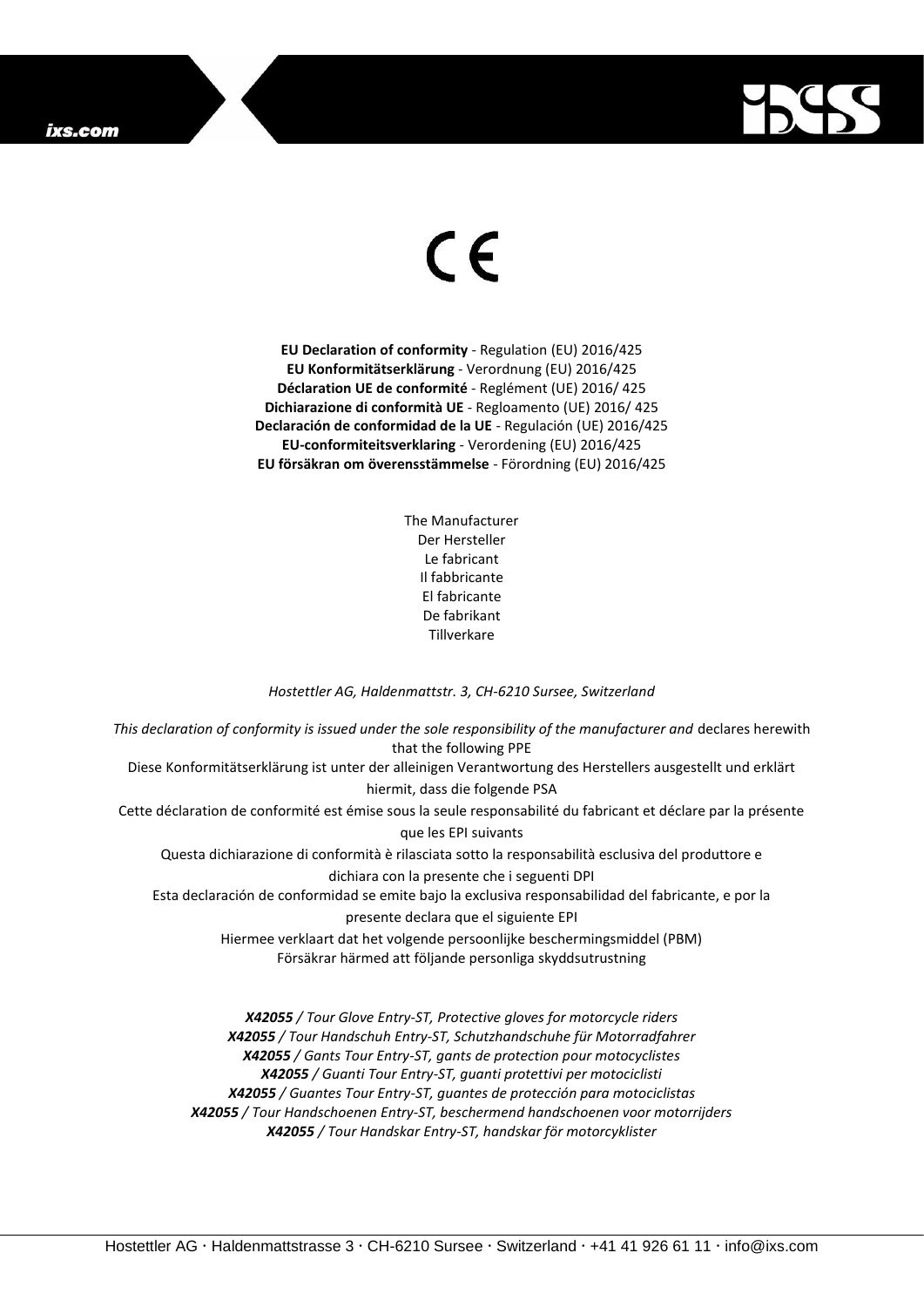CE

**EU Declaration of conformity** - Regulation (EU) 2016/425
**EU Konformitätserklärung** - Verordnung (EU) 2016/425
**Déclaration UE de conformité** - Reglément (UE) 2016/ 425
**Dichiarazione di conformità UE** - Regloamento (UE) 2016/ 425
**Declaración de conformidad de la UE** - Regulación (UE) 2016/425
**EU-conformiteitsverklaring** - Verordening (EU) 2016/425
**EU försäkran om överensstämmelse** - Förordning (EU) 2016/425

The Manufacturer
Der Hersteller
Le fabricant
Il fabbricante
El fabricante
De fabrikant
Tillverkare

*Hostettler AG, Haldenmattstr. 3, CH-6210 Sursee, Switzerland*

*This declaration of conformity is issued under the sole responsibility of the manufacturer and* declares herewith that the following PPE
Diese Konformitätserklärung ist unter der alleinigen Verantwortung des Herstellers ausgestellt und erklärt hiermit, dass die folgende PSA
Cette déclaration de conformité est émise sous la seule responsabilité du fabricant et déclare par la présente que les EPI suivants
Questa dichiarazione di conformità è rilasciata sotto la responsabilità esclusiva del produttore e dichiara con la presente che i seguenti DPI
Esta declaración de conformidad se emite bajo la exclusiva responsabilidad del fabricante, e por la presente declara que el siguiente EPI
Hiermee verklaart dat het volgende persoonlijke beschermingsmiddel (PBM)
Försäkrar härmed att följande personliga skyddsutrustning

***X42055*** */ Tour Glove Entry-ST, Protective gloves for motorcycle riders*
***X42055*** */ Tour Handschuh Entry-ST, Schutzhandschuhe für Motorradfahrer*
***X42055*** */ Gants Tour Entry-ST, gants de protection pour motocyclistes*
***X42055*** */ Guanti Tour Entry-ST, guanti protettivi per motociclisti*
***X42055*** */ Guantes Tour Entry-ST, guantes de protección para motociclistas*
***X42055*** */ Tour Handschoenen Entry-ST, beschermend handschoenen voor motorrijders*
***X42055*** */ Tour Handskar Entry-ST, handskar för motorcyklister*

Hostettler AG · Haldenmattstrasse 3 · CH-6210 Sursee · Switzerland · +41 41 926 61 11 · info@ixs.com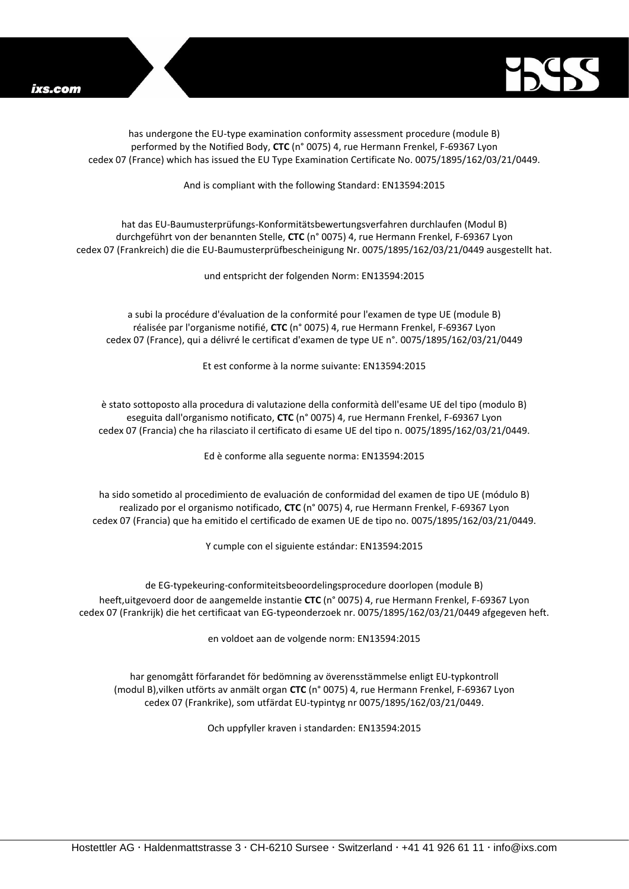has undergone the EU-type examination conformity assessment procedure (module B) performed by the Notified Body, **CTC** (n° 0075) 4, rue Hermann Frenkel, F-69367 Lyon cedex 07 (France) which has issued the EU Type Examination Certificate No. 0075/1895/162/03/21/0449.

And is compliant with the following Standard: EN13594:2015

hat das EU-Baumusterprüfungs-Konformitätsbewertungsverfahren durchlaufen (Modul B) durchgeführt von der benannten Stelle, **CTC** (n° 0075) 4, rue Hermann Frenkel, F-69367 Lyon cedex 07 (Frankreich) die die EU-Baumusterprüfbescheinigung Nr. 0075/1895/162/03/21/0449 ausgestellt hat.

und entspricht der folgenden Norm: EN13594:2015

a subi la procédure d'évaluation de la conformité pour l'examen de type UE (module B) réalisée par l'organisme notifié, **CTC** (n° 0075) 4, rue Hermann Frenkel, F-69367 Lyon cedex 07 (France), qui a délivré le certificat d'examen de type UE n°. 0075/1895/162/03/21/0449

Et est conforme à la norme suivante: EN13594:2015

è stato sottoposto alla procedura di valutazione della conformità dell'esame UE del tipo (modulo B) eseguita dall'organismo notificato, **CTC** (n° 0075) 4, rue Hermann Frenkel, F-69367 Lyon cedex 07 (Francia) che ha rilasciato il certificato di esame UE del tipo n. 0075/1895/162/03/21/0449.

Ed è conforme alla seguente norma: EN13594:2015

ha sido sometido al procedimiento de evaluación de conformidad del examen de tipo UE (módulo B) realizado por el organismo notificado, **CTC** (n° 0075) 4, rue Hermann Frenkel, F-69367 Lyon cedex 07 (Francia) que ha emitido el certificado de examen UE de tipo no. 0075/1895/162/03/21/0449.

Y cumple con el siguiente estándar: EN13594:2015

de EG-typekeuring-conformiteitsbeoordelingsprocedure doorlopen (module B) heeft,uitgevoerd door de aangemelde instantie **CTC** (n° 0075) 4, rue Hermann Frenkel, F-69367 Lyon cedex 07 (Frankrijk) die het certificaat van EG-typeonderzoek nr. 0075/1895/162/03/21/0449 afgegeven heft.

en voldoet aan de volgende norm: EN13594:2015

har genomgått förfarandet för bedömning av överensstämmelse enligt EU-typkontroll (modul B),vilken utförts av anmält organ **CTC** (n° 0075) 4, rue Hermann Frenkel, F-69367 Lyon cedex 07 (Frankrike), som utfärdat EU-typintyg nr 0075/1895/162/03/21/0449.

Och uppfyller kraven i standarden: EN13594:2015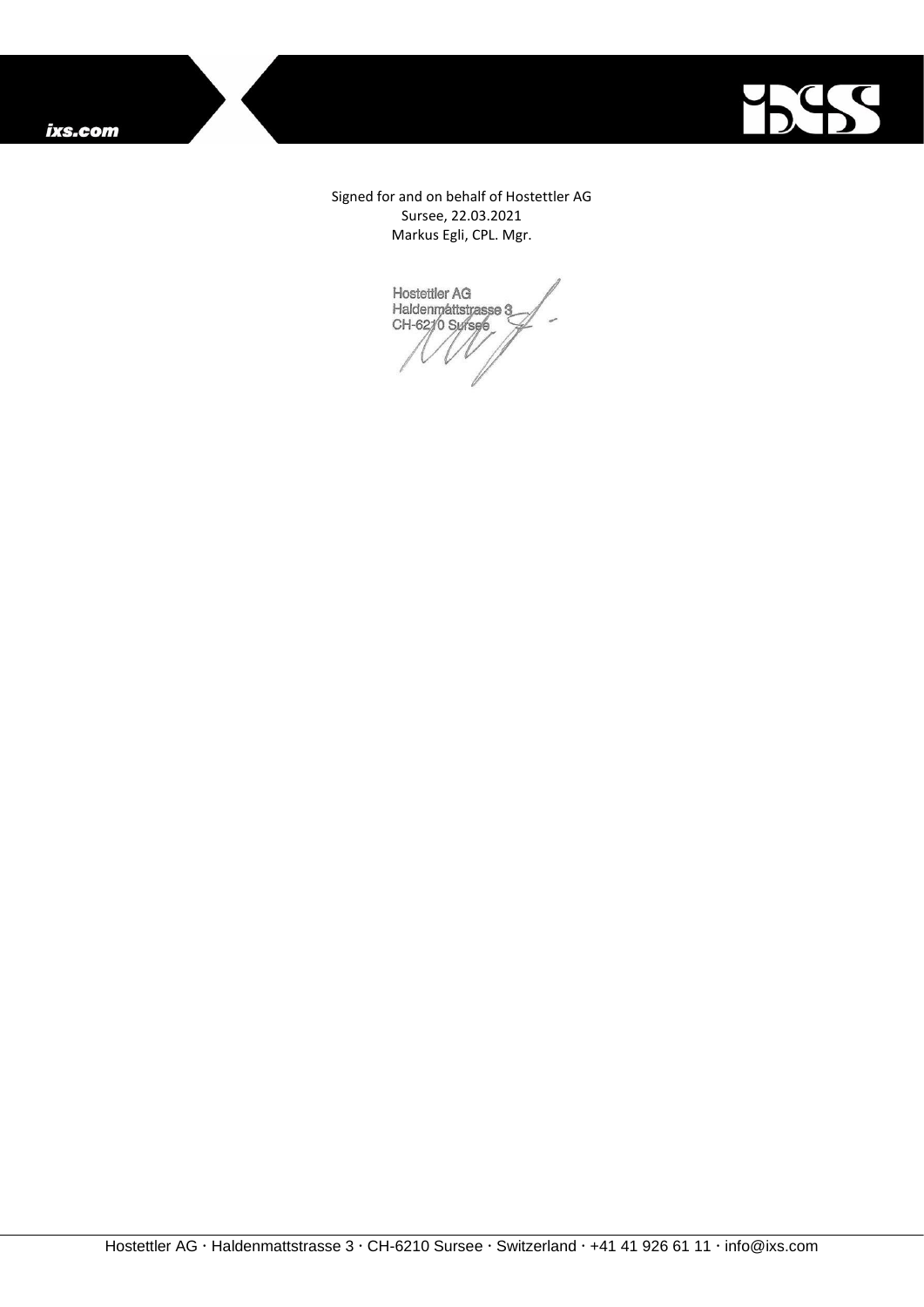Signed for and on behalf of Hostettler AG
Sursee, 22.03.2021
Markus Egli, CPL. Mgr.

Hostettler AG
Haldenmattstrasse 3
CH-6210 Sursee